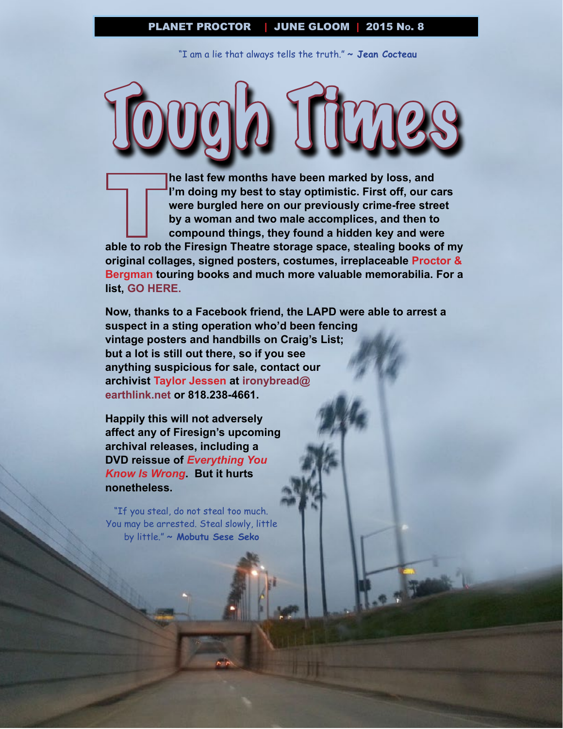PLANET PROCTOR | JUNE GLOOM | 2015 No. 8

"I am a lie that always tells the truth." ~ **Jean Cocteau**

# Tough Times

**The last few months have been marked by loss, and I'm doing my best to stay optimistic. First off, our cars were burgled here on our previously crime-free street by a woman and two male accomplices, and then to compound things, they found a hidden key and were able to rob the Firesign Theatre storage space, stealing books of my original collages, signed posters, costumes, irreplaceable Proctor & Bergman touring books and much more valuable memorabilia. For a list, GO HERE.**

**Now, thanks to a Facebook friend, the LAPD were able to arrest a suspect in a sting operation who'd been fencing vintage posters and handbills on Craig's List; but a lot is still out there, so if you see anything suspicious for sale, contact our archivist Taylor Jessen at ironybread@earthlink.net or 818.238-4661.**

**Happily this will not adversely affect any of Firesign's upcoming archival releases, including a DVD reissue of *Everything You Know Is Wrong*. But it hurts nonetheless.**

"If you steal, do not steal too much. You may be arrested. Steal slowly, little by little." ~ **Mobutu Sese Seko**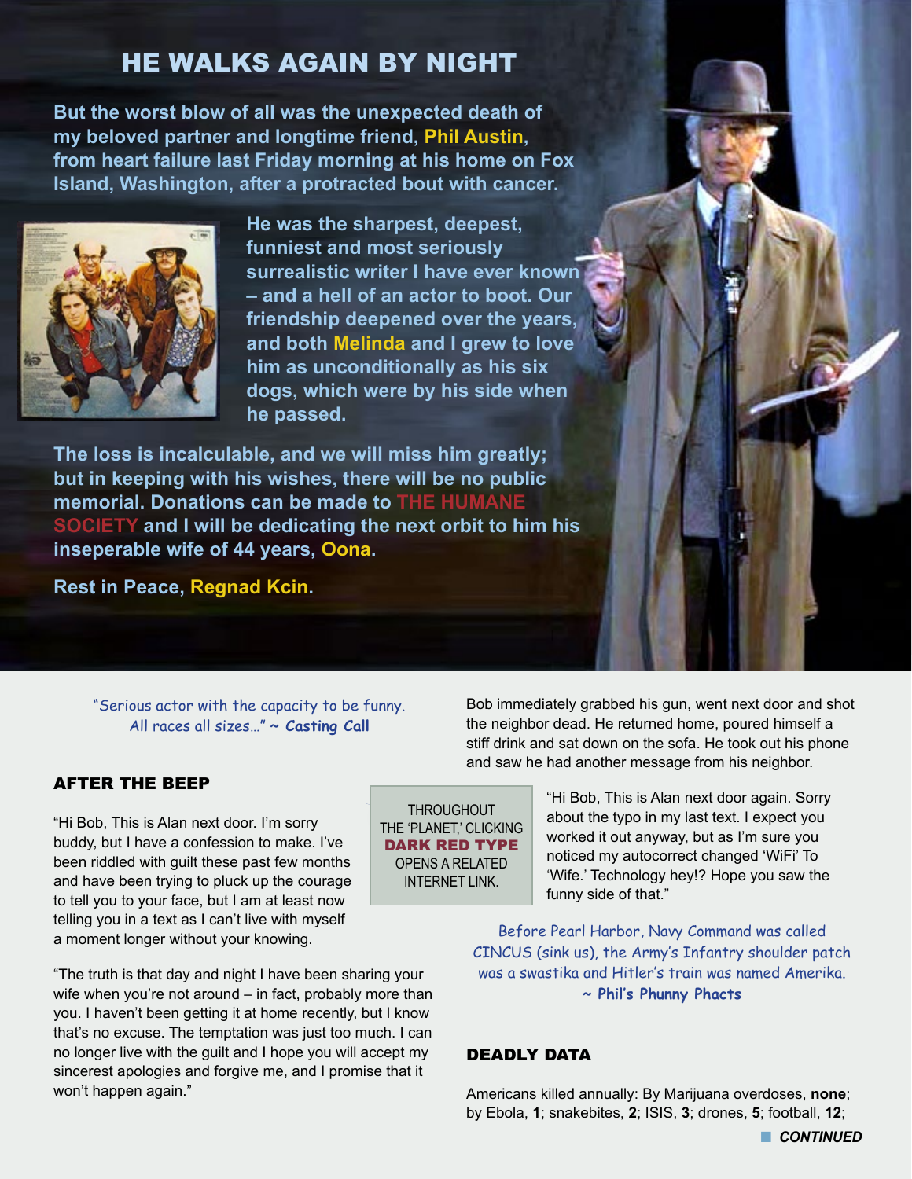## HE WALKS AGAIN BY NIGHT

**But the worst blow of all was the unexpected death of my beloved partner and longtime friend, Phil Austin, from heart failure last Friday morning at his home on Fox Island, Washington, after a protracted bout with cancer.**

**He was the sharpest, deepest, funniest and most seriously surrealistic writer I have ever known – and a hell of an actor to boot. Our friendship deepened over the years, and both Melinda and I grew to love him as unconditionally as his six dogs, which were by his side when he passed.**

**The loss is incalculable, and we will miss him greatly; but in keeping with his wishes, there will be no public memorial. Donations can be made to THE HUMANE SOCIETY and I will be dedicating the next orbit to him his inseperable wife of 44 years, Oona.**

**Rest in Peace, Regnad Kcin.**

"Serious actor with the capacity to be funny. All races all sizes…" ~ **Casting Call**

### AFTER THE BEEP

"Hi Bob, This is Alan next door. I'm sorry buddy, but I have a confession to make. I've been riddled with guilt these past few months and have been trying to pluck up the courage to tell you to your face, but I am at least now telling you in a text as I can't live with myself a moment longer without your knowing.

"The truth is that day and night I have been sharing your wife when you're not around – in fact, probably more than you. I haven't been getting it at home recently, but I know that's no excuse. The temptation was just too much. I can no longer live with the guilt and I hope you will accept my sincerest apologies and forgive me, and I promise that it won't happen again."

Bob immediately grabbed his gun, went next door and shot the neighbor dead. He returned home, poured himself a stiff drink and sat down on the sofa. He took out his phone and saw he had another message from his neighbor.

"Hi Bob, This is Alan next door again. Sorry about the typo in my last text. I expect you worked it out anyway, but as I'm sure you noticed my autocorrect changed 'WiFi' To 'Wife.' Technology hey!? Hope you saw the funny side of that."

THROUGHOUT THE 'PLANET,' CLICKING **DARK RED TYPE** OPENS A RELATED INTERNET LINK.

Before Pearl Harbor, Navy Command was called CINCUS (sink us), the Army's Infantry shoulder patch was a swastika and Hitler's train was named Amerika. ~ **Phil's Phunny Phacts**

### DEADLY DATA

Americans killed annually: By Marijuana overdoses, **none**; by Ebola, **1**; snakebites, **2**; ISIS, **3**; drones, **5**; football, **12**;

***CONTINUED***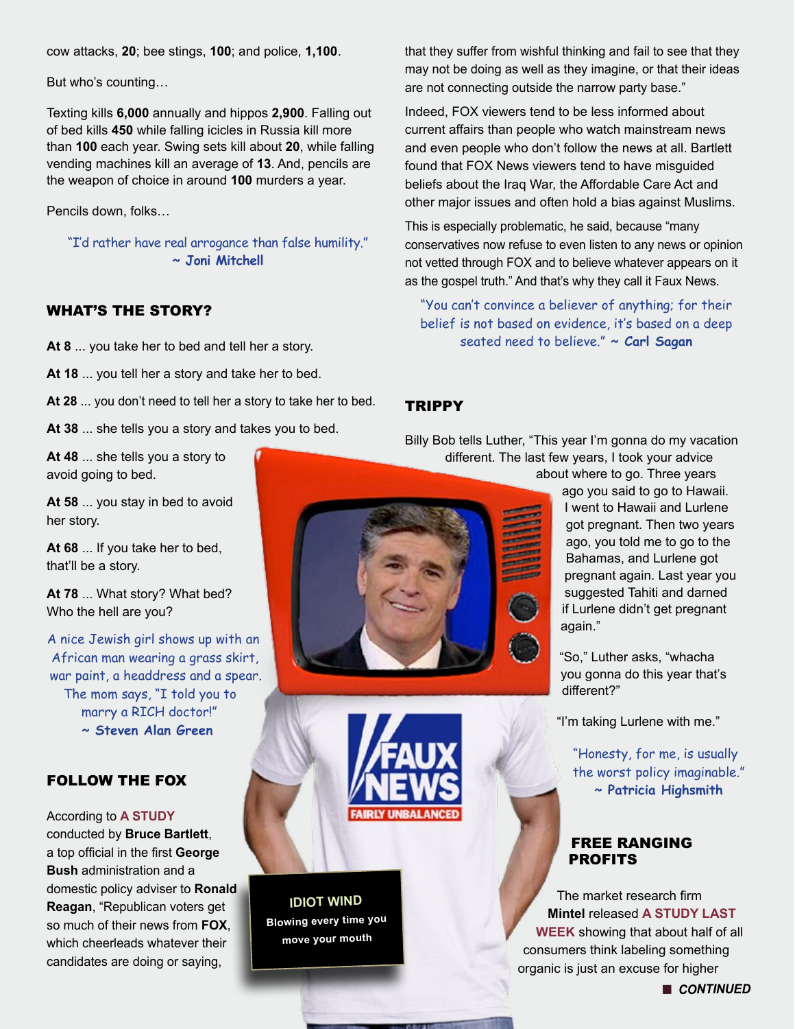cow attacks, **20**; bee stings, **100**; and police, **1,100**.

But who's counting…

Texting kills **6,000** annually and hippos **2,900**. Falling out of bed kills **450** while falling icicles in Russia kill more than **100** each year. Swing sets kill about **20**, while falling vending machines kill an average of **13**. And, pencils are the weapon of choice in around **100** murders a year.

Pencils down, folks…

> "I'd rather have real arrogance than false humility."
> ~ **Joni Mitchell**

## WHAT'S THE STORY?

**At 8** ... you take her to bed and tell her a story.

**At 18** ... you tell her a story and take her to bed.

**At 28** ... you don't need to tell her a story to take her to bed.

**At 38** ... she tells you a story and takes you to bed.

**At 48** ... she tells you a story to avoid going to bed.

**At 58** ... you stay in bed to avoid her story.

**At 68** ... If you take her to bed, that'll be a story.

**At 78** ... What story? What bed? Who the hell are you?

> A nice Jewish girl shows up with an African man wearing a grass skirt, war paint, a headdress and a spear. The mom says, "I told you to marry a RICH doctor!"
> ~ **Steven Alan Green**

## FOLLOW THE FOX

According to **A STUDY** conducted by **Bruce Bartlett**, a top official in the first **George Bush** administration and a domestic policy adviser to **Ronald Reagan**, "Republican voters get so much of their news from **FOX**, which cheerleads whatever their candidates are doing or saying, that they suffer from wishful thinking and fail to see that they may not be doing as well as they imagine, or that their ideas are not connecting outside the narrow party base."

Indeed, FOX viewers tend to be less informed about current affairs than people who watch mainstream news and even people who don't follow the news at all. Bartlett found that FOX News viewers tend to have misguided beliefs about the Iraq War, the Affordable Care Act and other major issues and often hold a bias against Muslims.

This is especially problematic, he said, because "many conservatives now refuse to even listen to any news or opinion not vetted through FOX and to believe whatever appears on it as the gospel truth." And that's why they call it Faux News.

> "You can't convince a believer of anything; for their belief is not based on evidence, it's based on a deep seated need to believe." ~ **Carl Sagan**

**IDIOT WIND**
Blowing every time you move your mouth

## TRIPPY

Billy Bob tells Luther, "This year I'm gonna do my vacation different. The last few years, I took your advice about where to go. Three years ago you said to go to Hawaii. I went to Hawaii and Lurlene got pregnant. Then two years ago, you told me to go to the Bahamas, and Lurlene got pregnant again. Last year you suggested Tahiti and darned if Lurlene didn't get pregnant again."

"So," Luther asks, "whacha you gonna do this year that's different?"

"I'm taking Lurlene with me."

> "Honesty, for me, is usually the worst policy imaginable."
> ~ **Patricia Highsmith**

## FREE RANGING PROFITS

The market research firm **Mintel** released **A STUDY LAST WEEK** showing that about half of all consumers think labeling something organic is just an excuse for higher

***CONTINUED***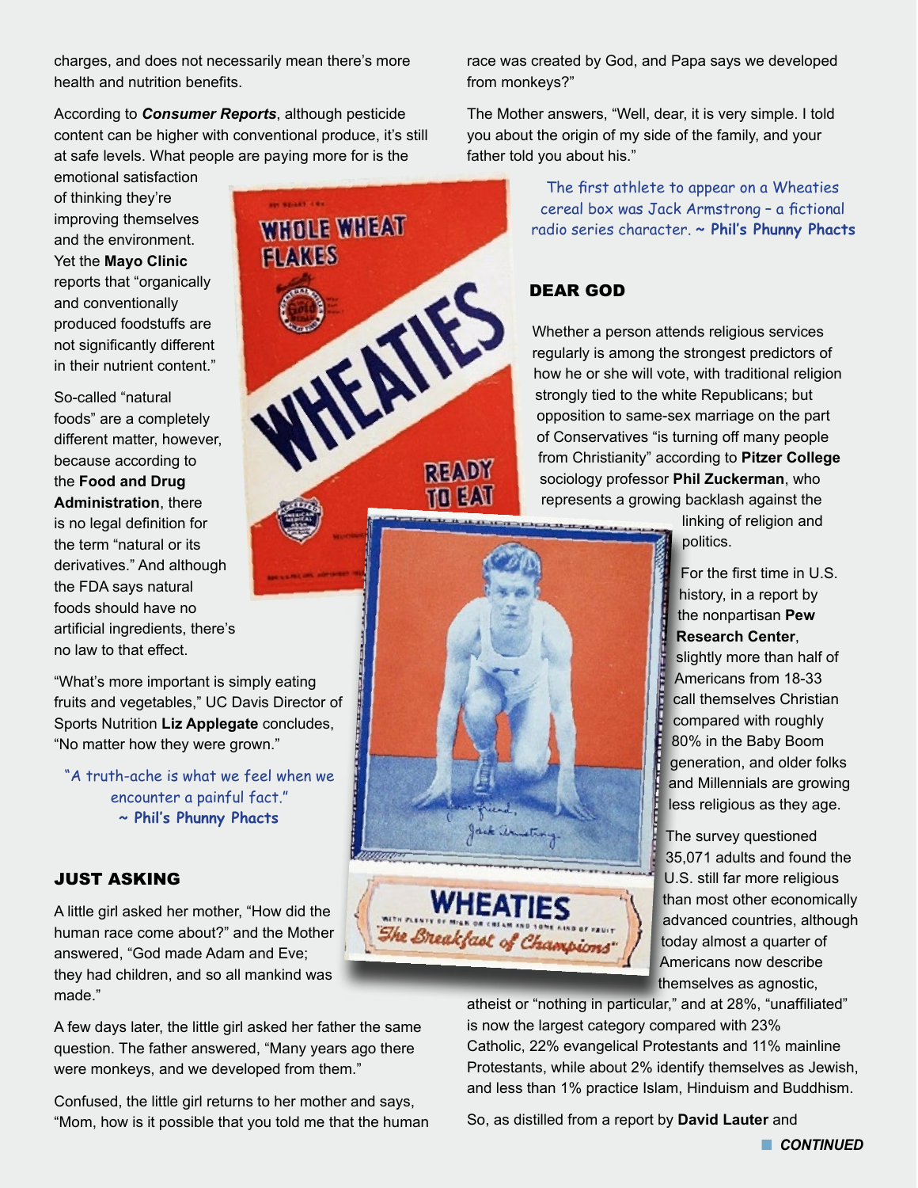charges, and does not necessarily mean there's more health and nutrition benefits.

According to ***Consumer Reports***, although pesticide content can be higher with conventional produce, it's still at safe levels. What people are paying more for is the emotional satisfaction of thinking they're improving themselves and the environment. Yet the **Mayo Clinic** reports that "organically and conventionally produced foodstuffs are not significantly different in their nutrient content."

So-called "natural foods" are a completely different matter, however, because according to the **Food and Drug Administration**, there is no legal definition for the term "natural or its derivatives." And although the FDA says natural foods should have no artificial ingredients, there's no law to that effect.

"What's more important is simply eating fruits and vegetables," UC Davis Director of Sports Nutrition **Liz Applegate** concludes, "No matter how they were grown."

"A truth-ache is what we feel when we encounter a painful fact."
~ **Phil's Phunny Phacts**

## JUST ASKING

A little girl asked her mother, "How did the human race come about?" and the Mother answered, "God made Adam and Eve; they had children, and so all mankind was made."

A few days later, the little girl asked her father the same question. The father answered, "Many years ago there were monkeys, and we developed from them."

Confused, the little girl returns to her mother and says, "Mom, how is it possible that you told me that the human race was created by God, and Papa says we developed from monkeys?"

The Mother answers, "Well, dear, it is very simple. I told you about the origin of my side of the family, and your father told you about his."

The first athlete to appear on a Wheaties cereal box was Jack Armstrong – a fictional radio series character. ~ **Phil's Phunny Phacts**

## DEAR GOD

Whether a person attends religious services regularly is among the strongest predictors of how he or she will vote, with traditional religion strongly tied to the white Republicans; but opposition to same-sex marriage on the part of Conservatives "is turning off many people from Christianity" according to **Pitzer College** sociology professor **Phil Zuckerman**, who represents a growing backlash against the linking of religion and politics.

For the first time in U.S. history, in a report by the nonpartisan **Pew Research Center**, slightly more than half of Americans from 18-33 call themselves Christian compared with roughly 80% in the Baby Boom generation, and older folks and Millennials are growing less religious as they age.

The survey questioned 35,071 adults and found the U.S. still far more religious than most other economically advanced countries, although today almost a quarter of Americans now describe themselves as agnostic, atheist or "nothing in particular," and at 28%, "unaffiliated" is now the largest category compared with 23% Catholic, 22% evangelical Protestants and 11% mainline Protestants, while about 2% identify themselves as Jewish, and less than 1% practice Islam, Hinduism and Buddhism.

So, as distilled from a report by **David Lauter** and

***CONTINUED***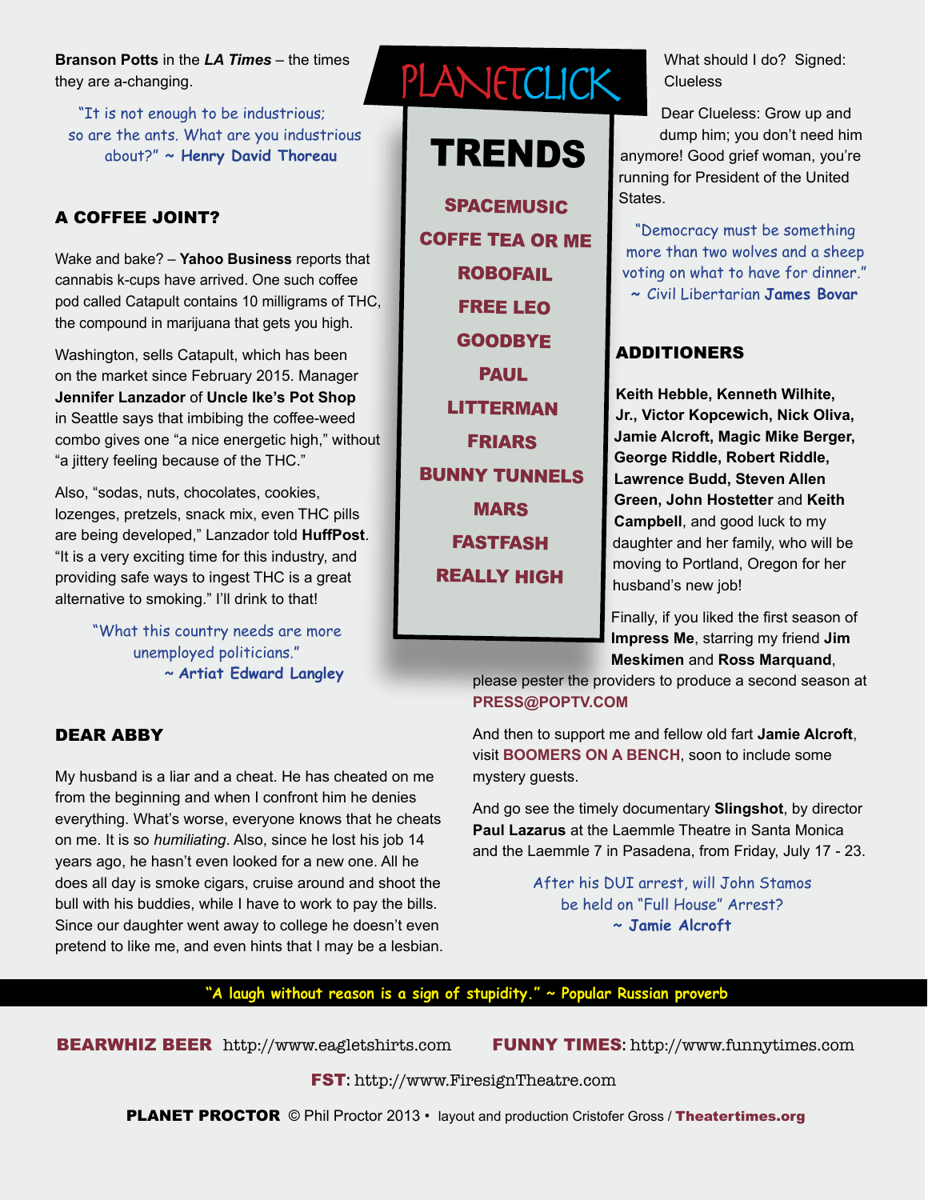**Branson Potts** in the ***LA Times*** – the times they are a-changing.

> "It is not enough to be industrious; so are the ants. What are you industrious about?" ~ **Henry David Thoreau**

### A COFFEE JOINT?

Wake and bake? – **Yahoo Business** reports that cannabis k-cups have arrived. One such coffee pod called Catapult contains 10 milligrams of THC, the compound in marijuana that gets you high.

Washington, sells Catapult, which has been on the market since February 2015. Manager **Jennifer Lanzador** of **Uncle Ike's Pot Shop** in Seattle says that imbibing the coffee-weed combo gives one "a nice energetic high," without "a jittery feeling because of the THC."

Also, "sodas, nuts, chocolates, cookies, lozenges, pretzels, snack mix, even THC pills are being developed," Lanzador told **HuffPost**. "It is a very exciting time for this industry, and providing safe ways to ingest THC is a great alternative to smoking." I'll drink to that!

> "What this country needs are more unemployed politicians." ~ **Artiat Edward Langley**

### DEAR ABBY

My husband is a liar and a cheat. He has cheated on me from the beginning and when I confront him he denies everything. What's worse, everyone knows that he cheats on me. It is so *humiliating*. Also, since he lost his job 14 years ago, he hasn't even looked for a new one. All he does all day is smoke cigars, cruise around and shoot the bull with his buddies, while I have to work to pay the bills. Since our daughter went away to college he doesn't even pretend to like me, and even hints that I may be a lesbian. What should I do? Signed: Clueless

Dear Clueless: Grow up and dump him; you don't need him anymore! Good grief woman, you're running for President of the United States.

> "Democracy must be something more than two wolves and a sheep voting on what to have for dinner." ~ Civil Libertarian **James Bovar**

## PLANETCLICK

## TRENDS

- SPACEMUSIC
- COFFE TEA OR ME
- ROBOFAIL
- FREE LEO
- GOODBYE
- PAUL
- LITTERMAN
- FRIARS
- BUNNY TUNNELS
- MARS
- FASTFASH
- REALLY HIGH

### ADDITIONERS

**Keith Hebble, Kenneth Wilhite, Jr., Victor Kopcewich, Nick Oliva, Jamie Alcroft, Magic Mike Berger, George Riddle, Robert Riddle, Lawrence Budd, Steven Allen Green, John Hostetter** and **Keith Campbell**, and good luck to my daughter and her family, who will be moving to Portland, Oregon for her husband's new job!

Finally, if you liked the first season of **Impress Me**, starring my friend **Jim Meskimen** and **Ross Marquand**, please pester the providers to produce a second season at **PRESS@POPTV.COM**

And then to support me and fellow old fart **Jamie Alcroft**, visit **BOOMERS ON A BENCH**, soon to include some mystery guests.

And go see the timely documentary **Slingshot**, by director **Paul Lazarus** at the Laemmle Theatre in Santa Monica and the Laemmle 7 in Pasadena, from Friday, July 17 - 23.

> After his DUI arrest, will John Stamos be held on "Full House" Arrest? ~ **Jamie Alcroft**

**"A laugh without reason is a sign of stupidity." ~ Popular Russian proverb**

**BEARWHIZ BEER** http://www.eagletshirts.com **FUNNY TIMES**: http://www.funnytimes.com

**FST**: http://www.FiresignTheatre.com

**PLANET PROCTOR** © Phil Proctor 2013 • layout and production Cristofer Gross / **Theatertimes.org**